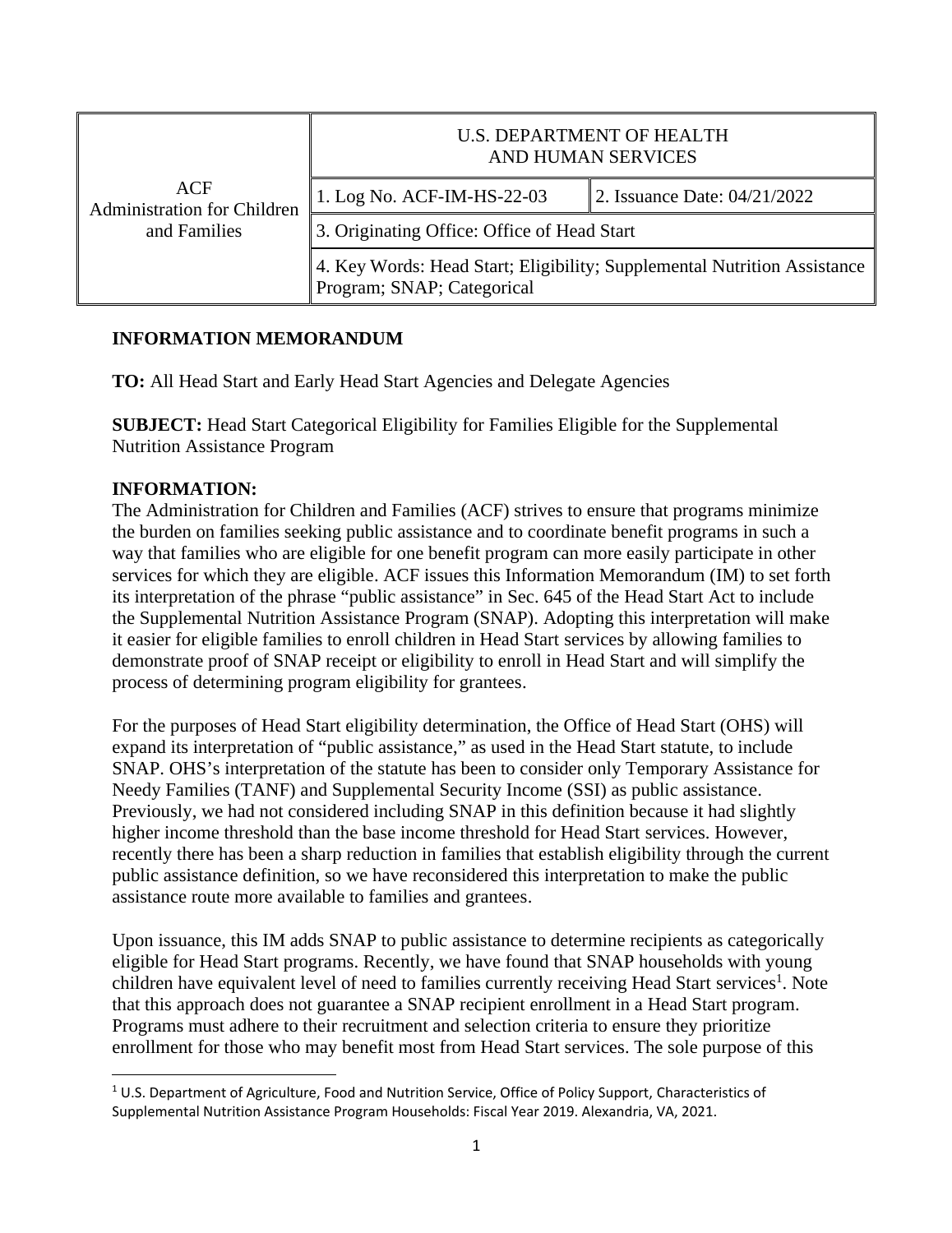| ACF<br>Administration for Children and Families | U.S. DEPARTMENT OF HEALTH AND HUMAN SERVICES | |
|---|---|---|
| | 1. Log No. ACF-IM-HS-22-03 | 2. Issuance Date: 04/21/2022 |
| | 3. Originating Office: Office of Head Start | |
| | 4. Key Words: Head Start; Eligibility; Supplemental Nutrition Assistance Program; SNAP; Categorical | |

**INFORMATION MEMORANDUM**

**TO:** All Head Start and Early Head Start Agencies and Delegate Agencies

**SUBJECT:** Head Start Categorical Eligibility for Families Eligible for the Supplemental Nutrition Assistance Program

**INFORMATION:**
The Administration for Children and Families (ACF) strives to ensure that programs minimize the burden on families seeking public assistance and to coordinate benefit programs in such a way that families who are eligible for one benefit program can more easily participate in other services for which they are eligible. ACF issues this Information Memorandum (IM) to set forth its interpretation of the phrase "public assistance" in Sec. 645 of the Head Start Act to include the Supplemental Nutrition Assistance Program (SNAP). Adopting this interpretation will make it easier for eligible families to enroll children in Head Start services by allowing families to demonstrate proof of SNAP receipt or eligibility to enroll in Head Start and will simplify the process of determining program eligibility for grantees.

For the purposes of Head Start eligibility determination, the Office of Head Start (OHS) will expand its interpretation of "public assistance," as used in the Head Start statute, to include SNAP. OHS's interpretation of the statute has been to consider only Temporary Assistance for Needy Families (TANF) and Supplemental Security Income (SSI) as public assistance. Previously, we had not considered including SNAP in this definition because it had slightly higher income threshold than the base income threshold for Head Start services. However, recently there has been a sharp reduction in families that establish eligibility through the current public assistance definition, so we have reconsidered this interpretation to make the public assistance route more available to families and grantees.

Upon issuance, this IM adds SNAP to public assistance to determine recipients as categorically eligible for Head Start programs. Recently, we have found that SNAP households with young children have equivalent level of need to families currently receiving Head Start services[1]. Note that this approach does not guarantee a SNAP recipient enrollment in a Head Start program. Programs must adhere to their recruitment and selection criteria to ensure they prioritize enrollment for those who may benefit most from Head Start services. The sole purpose of this

[1] U.S. Department of Agriculture, Food and Nutrition Service, Office of Policy Support, Characteristics of Supplemental Nutrition Assistance Program Households: Fiscal Year 2019. Alexandria, VA, 2021.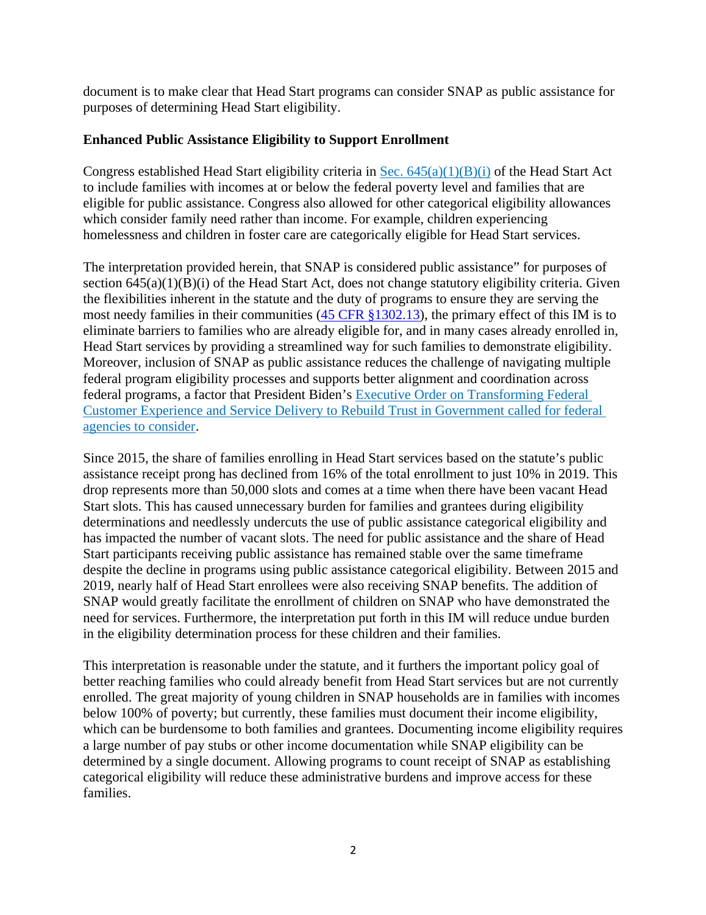document is to make clear that Head Start programs can consider SNAP as public assistance for purposes of determining Head Start eligibility.

**Enhanced Public Assistance Eligibility to Support Enrollment**

Congress established Head Start eligibility criteria in [Sec. 645(a)(1)(B)(i)]() of the Head Start Act to include families with incomes at or below the federal poverty level and families that are eligible for public assistance. Congress also allowed for other categorical eligibility allowances which consider family need rather than income. For example, children experiencing homelessness and children in foster care are categorically eligible for Head Start services.

The interpretation provided herein, that SNAP is considered public assistance" for purposes of section 645(a)(1)(B)(i) of the Head Start Act, does not change statutory eligibility criteria. Given the flexibilities inherent in the statute and the duty of programs to ensure they are serving the most needy families in their communities ([45 CFR §1302.13]()), the primary effect of this IM is to eliminate barriers to families who are already eligible for, and in many cases already enrolled in, Head Start services by providing a streamlined way for such families to demonstrate eligibility. Moreover, inclusion of SNAP as public assistance reduces the challenge of navigating multiple federal program eligibility processes and supports better alignment and coordination across federal programs, a factor that President Biden's [Executive Order on Transforming Federal Customer Experience and Service Delivery to Rebuild Trust in Government called for federal agencies to consider]().

Since 2015, the share of families enrolling in Head Start services based on the statute's public assistance receipt prong has declined from 16% of the total enrollment to just 10% in 2019. This drop represents more than 50,000 slots and comes at a time when there have been vacant Head Start slots. This has caused unnecessary burden for families and grantees during eligibility determinations and needlessly undercuts the use of public assistance categorical eligibility and has impacted the number of vacant slots. The need for public assistance and the share of Head Start participants receiving public assistance has remained stable over the same timeframe despite the decline in programs using public assistance categorical eligibility. Between 2015 and 2019, nearly half of Head Start enrollees were also receiving SNAP benefits. The addition of SNAP would greatly facilitate the enrollment of children on SNAP who have demonstrated the need for services. Furthermore, the interpretation put forth in this IM will reduce undue burden in the eligibility determination process for these children and their families.

This interpretation is reasonable under the statute, and it furthers the important policy goal of better reaching families who could already benefit from Head Start services but are not currently enrolled. The great majority of young children in SNAP households are in families with incomes below 100% of poverty; but currently, these families must document their income eligibility, which can be burdensome to both families and grantees. Documenting income eligibility requires a large number of pay stubs or other income documentation while SNAP eligibility can be determined by a single document. Allowing programs to count receipt of SNAP as establishing categorical eligibility will reduce these administrative burdens and improve access for these families.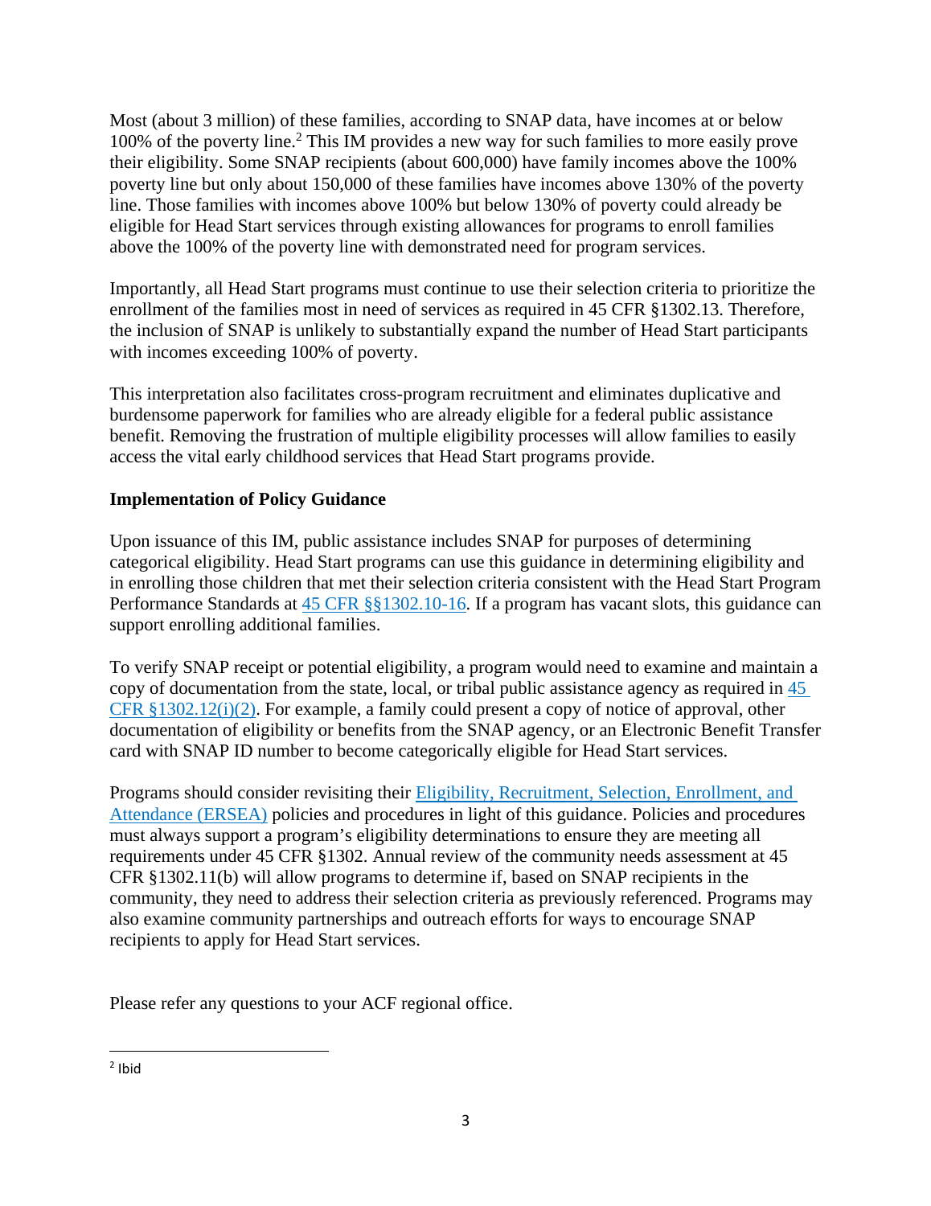Most (about 3 million) of these families, according to SNAP data, have incomes at or below 100% of the poverty line.[2] This IM provides a new way for such families to more easily prove their eligibility. Some SNAP recipients (about 600,000) have family incomes above the 100% poverty line but only about 150,000 of these families have incomes above 130% of the poverty line. Those families with incomes above 100% but below 130% of poverty could already be eligible for Head Start services through existing allowances for programs to enroll families above the 100% of the poverty line with demonstrated need for program services.

Importantly, all Head Start programs must continue to use their selection criteria to prioritize the enrollment of the families most in need of services as required in 45 CFR §1302.13. Therefore, the inclusion of SNAP is unlikely to substantially expand the number of Head Start participants with incomes exceeding 100% of poverty.

This interpretation also facilitates cross-program recruitment and eliminates duplicative and burdensome paperwork for families who are already eligible for a federal public assistance benefit. Removing the frustration of multiple eligibility processes will allow families to easily access the vital early childhood services that Head Start programs provide.

**Implementation of Policy Guidance**

Upon issuance of this IM, public assistance includes SNAP for purposes of determining categorical eligibility. Head Start programs can use this guidance in determining eligibility and in enrolling those children that met their selection criteria consistent with the Head Start Program Performance Standards at 45 CFR §§1302.10-16. If a program has vacant slots, this guidance can support enrolling additional families.

To verify SNAP receipt or potential eligibility, a program would need to examine and maintain a copy of documentation from the state, local, or tribal public assistance agency as required in 45 CFR §1302.12(i)(2). For example, a family could present a copy of notice of approval, other documentation of eligibility or benefits from the SNAP agency, or an Electronic Benefit Transfer card with SNAP ID number to become categorically eligible for Head Start services.

Programs should consider revisiting their Eligibility, Recruitment, Selection, Enrollment, and Attendance (ERSEA) policies and procedures in light of this guidance. Policies and procedures must always support a program's eligibility determinations to ensure they are meeting all requirements under 45 CFR §1302. Annual review of the community needs assessment at 45 CFR §1302.11(b) will allow programs to determine if, based on SNAP recipients in the community, they need to address their selection criteria as previously referenced. Programs may also examine community partnerships and outreach efforts for ways to encourage SNAP recipients to apply for Head Start services.

Please refer any questions to your ACF regional office.

---

[2] Ibid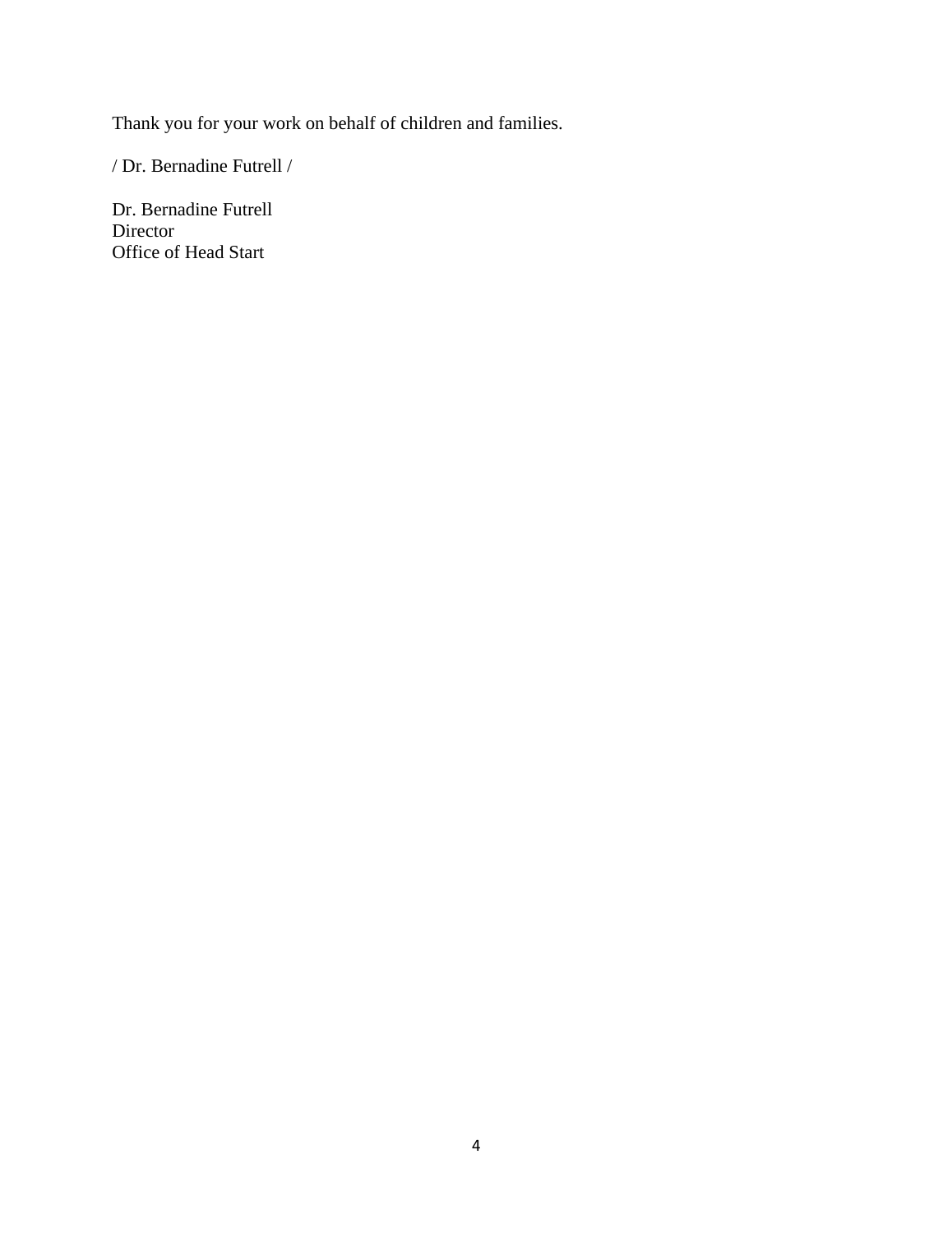Thank you for your work on behalf of children and families.

/ Dr. Bernadine Futrell /

Dr. Bernadine Futrell
Director
Office of Head Start